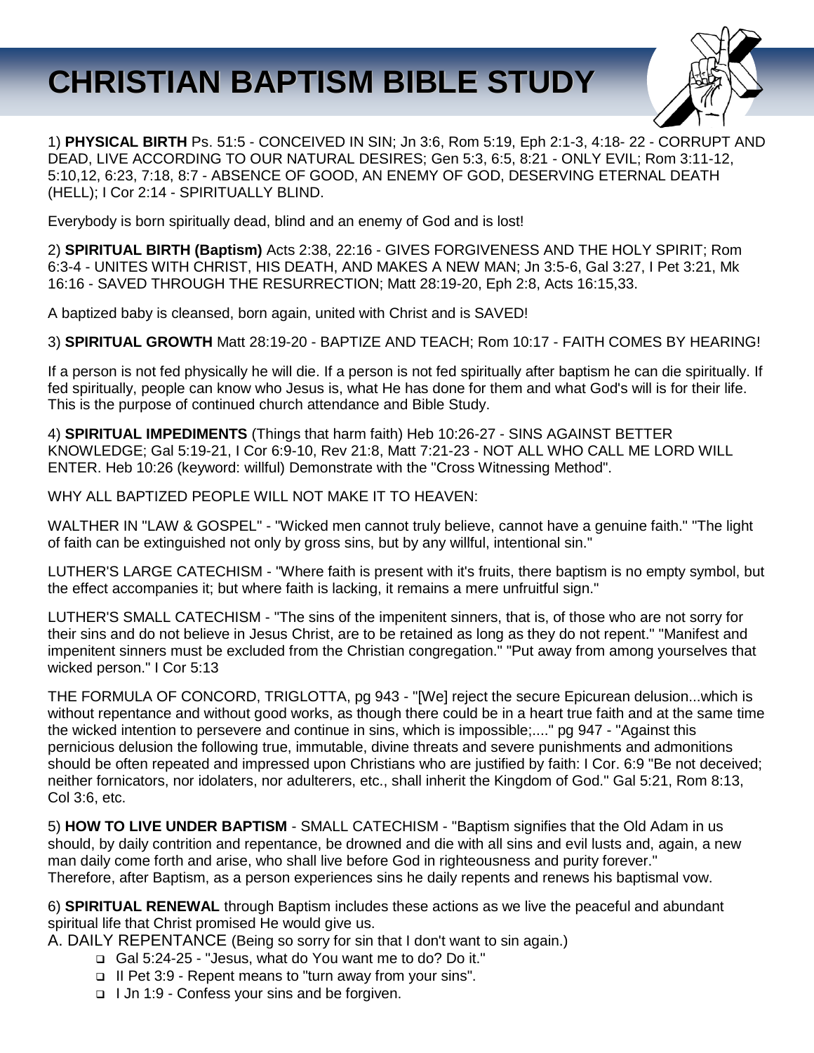# CHRISTIAN BAPTISM BIBLE STUDY

1) **PHYSICAL BIRTH** Ps. 51:5 - CONCEIVED IN SIN; Jn 3:6, Rom 5:19, Eph 2:1-3, 4:18- 22 - CORRUPT AND DEAD, LIVE ACCORDING TO OUR NATURAL DESIRES; Gen 5:3, 6:5, 8:21 - ONLY EVIL; Rom 3:11-12, 5:10,12, 6:23, 7:18, 8:7 - ABSENCE OF GOOD, AN ENEMY OF GOD, DESERVING ETERNAL DEATH (HELL); I Cor 2:14 - SPIRITUALLY BLIND.

Everybody is born spiritually dead, blind and an enemy of God and is lost!

2) **SPIRITUAL BIRTH (Baptism)** Acts 2:38, 22:16 - GIVES FORGIVENESS AND THE HOLY SPIRIT; Rom 6:3-4 - UNITES WITH CHRIST, HIS DEATH, AND MAKES A NEW MAN; Jn 3:5-6, Gal 3:27, I Pet 3:21, Mk 16:16 - SAVED THROUGH THE RESURRECTION; Matt 28:19-20, Eph 2:8, Acts 16:15,33.

A baptized baby is cleansed, born again, united with Christ and is SAVED!

3) **SPIRITUAL GROWTH** Matt 28:19-20 - BAPTIZE AND TEACH; Rom 10:17 - FAITH COMES BY HEARING!

If a person is not fed physically he will die. If a person is not fed spiritually after baptism he can die spiritually. If fed spiritually, people can know who Jesus is, what He has done for them and what God's will is for their life. This is the purpose of continued church attendance and Bible Study.

4) **SPIRITUAL IMPEDIMENTS** (Things that harm faith) Heb 10:26-27 - SINS AGAINST BETTER KNOWLEDGE; Gal 5:19-21, I Cor 6:9-10, Rev 21:8, Matt 7:21-23 - NOT ALL WHO CALL ME LORD WILL ENTER. Heb 10:26 (keyword: willful) Demonstrate with the "Cross Witnessing Method".

WHY ALL BAPTIZED PEOPLE WILL NOT MAKE IT TO HEAVEN:

WALTHER IN "LAW & GOSPEL" - "Wicked men cannot truly believe, cannot have a genuine faith." "The light of faith can be extinguished not only by gross sins, but by any willful, intentional sin."

LUTHER'S LARGE CATECHISM - "Where faith is present with it's fruits, there baptism is no empty symbol, but the effect accompanies it; but where faith is lacking, it remains a mere unfruitful sign."

LUTHER'S SMALL CATECHISM - "The sins of the impenitent sinners, that is, of those who are not sorry for their sins and do not believe in Jesus Christ, are to be retained as long as they do not repent." "Manifest and impenitent sinners must be excluded from the Christian congregation." "Put away from among yourselves that wicked person." I Cor 5:13

THE FORMULA OF CONCORD, TRIGLOTTA, pg 943 - "[We] reject the secure Epicurean delusion...which is without repentance and without good works, as though there could be in a heart true faith and at the same time the wicked intention to persevere and continue in sins, which is impossible;...." pg 947 - "Against this pernicious delusion the following true, immutable, divine threats and severe punishments and admonitions should be often repeated and impressed upon Christians who are justified by faith: I Cor. 6:9 "Be not deceived; neither fornicators, nor idolaters, nor adulterers, etc., shall inherit the Kingdom of God." Gal 5:21, Rom 8:13, Col 3:6, etc.

5) **HOW TO LIVE UNDER BAPTISM** - SMALL CATECHISM - "Baptism signifies that the Old Adam in us should, by daily contrition and repentance, be drowned and die with all sins and evil lusts and, again, a new man daily come forth and arise, who shall live before God in righteousness and purity forever."
Therefore, after Baptism, as a person experiences sins he daily repents and renews his baptismal vow.

6) **SPIRITUAL RENEWAL** through Baptism includes these actions as we live the peaceful and abundant spiritual life that Christ promised He would give us.

A. DAILY REPENTANCE (Being so sorry for sin that I don't want to sin again.)

- Gal 5:24-25 - "Jesus, what do You want me to do? Do it."
- II Pet 3:9 - Repent means to "turn away from your sins".
- I Jn 1:9 - Confess your sins and be forgiven.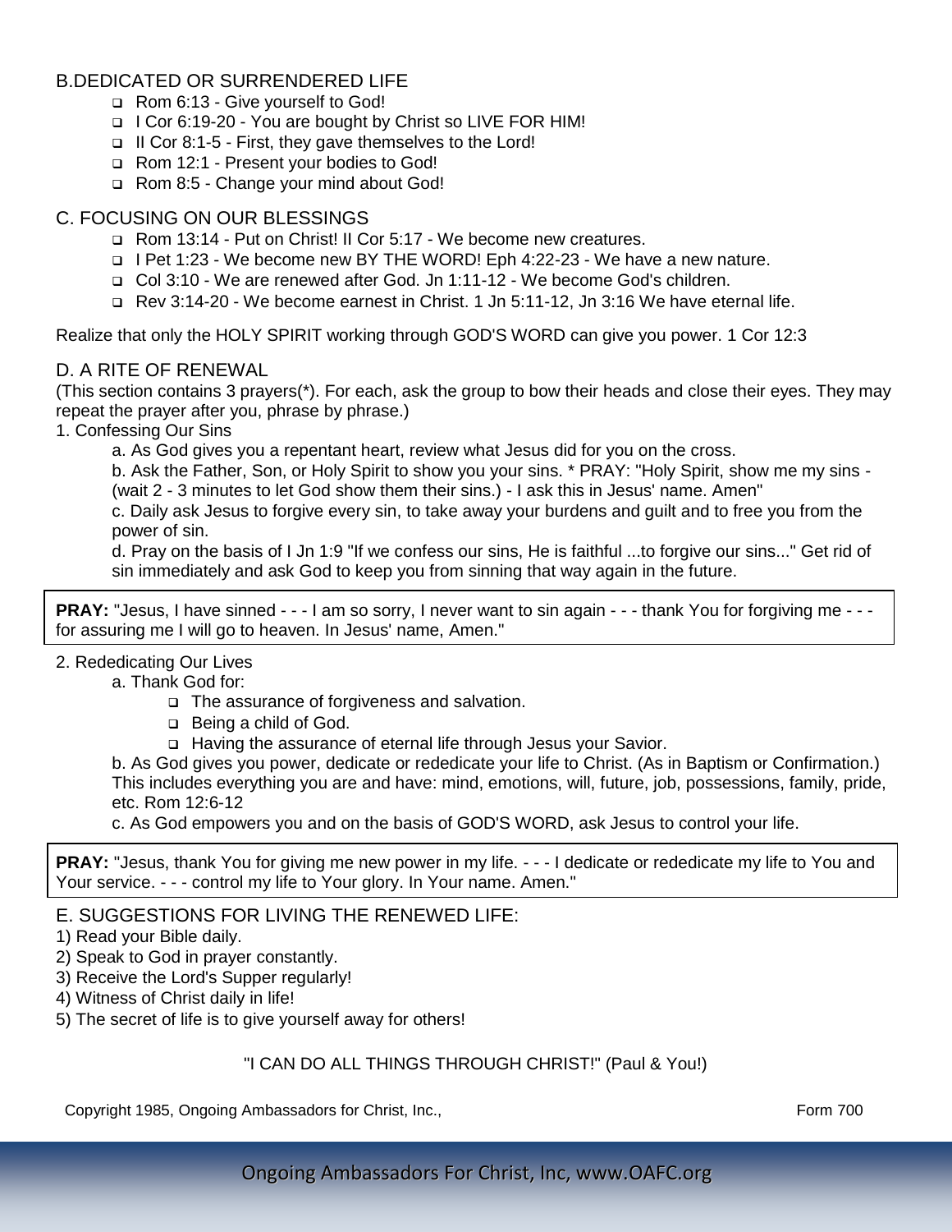## B.DEDICATED OR SURRENDERED LIFE

- Rom 6:13 - Give yourself to God!
- I Cor 6:19-20 - You are bought by Christ so LIVE FOR HIM!
- II Cor 8:1-5 - First, they gave themselves to the Lord!
- Rom 12:1 - Present your bodies to God!
- Rom 8:5 - Change your mind about God!

## C. FOCUSING ON OUR BLESSINGS

- Rom 13:14 - Put on Christ! II Cor 5:17 - We become new creatures.
- I Pet 1:23 - We become new BY THE WORD! Eph 4:22-23 - We have a new nature.
- Col 3:10 - We are renewed after God. Jn 1:11-12 - We become God's children.
- Rev 3:14-20 - We become earnest in Christ. 1 Jn 5:11-12, Jn 3:16 We have eternal life.

Realize that only the HOLY SPIRIT working through GOD'S WORD can give you power. 1 Cor 12:3

## D. A RITE OF RENEWAL

(This section contains 3 prayers(*). For each, ask the group to bow their heads and close their eyes. They may repeat the prayer after you, phrase by phrase.)

1. Confessing Our Sins

   a. As God gives you a repentant heart, review what Jesus did for you on the cross.

   b. Ask the Father, Son, or Holy Spirit to show you your sins. * PRAY: "Holy Spirit, show me my sins - (wait 2 - 3 minutes to let God show them their sins.) - I ask this in Jesus' name. Amen"

   c. Daily ask Jesus to forgive every sin, to take away your burdens and guilt and to free you from the power of sin.

   d. Pray on the basis of I Jn 1:9 "If we confess our sins, He is faithful ...to forgive our sins..." Get rid of sin immediately and ask God to keep you from sinning that way again in the future.

**PRAY:** "Jesus, I have sinned - - - I am so sorry, I never want to sin again - - - thank You for forgiving me - - - for assuring me I will go to heaven. In Jesus' name, Amen."

2. Rededicating Our Lives

   a. Thank God for:

   - The assurance of forgiveness and salvation.
   - Being a child of God.
   - Having the assurance of eternal life through Jesus your Savior.

   b. As God gives you power, dedicate or rededicate your life to Christ. (As in Baptism or Confirmation.) This includes everything you are and have: mind, emotions, will, future, job, possessions, family, pride, etc. Rom 12:6-12

   c. As God empowers you and on the basis of GOD'S WORD, ask Jesus to control your life.

**PRAY:** "Jesus, thank You for giving me new power in my life. - - - I dedicate or rededicate my life to You and Your service. - - - control my life to Your glory. In Your name. Amen."

## E. SUGGESTIONS FOR LIVING THE RENEWED LIFE:

1) Read your Bible daily.
2) Speak to God in prayer constantly.
3) Receive the Lord's Supper regularly!
4) Witness of Christ daily in life!
5) The secret of life is to give yourself away for others!

"I CAN DO ALL THINGS THROUGH CHRIST!" (Paul & You!)

Copyright 1985, Ongoing Ambassadors for Christ, Inc., Form 700